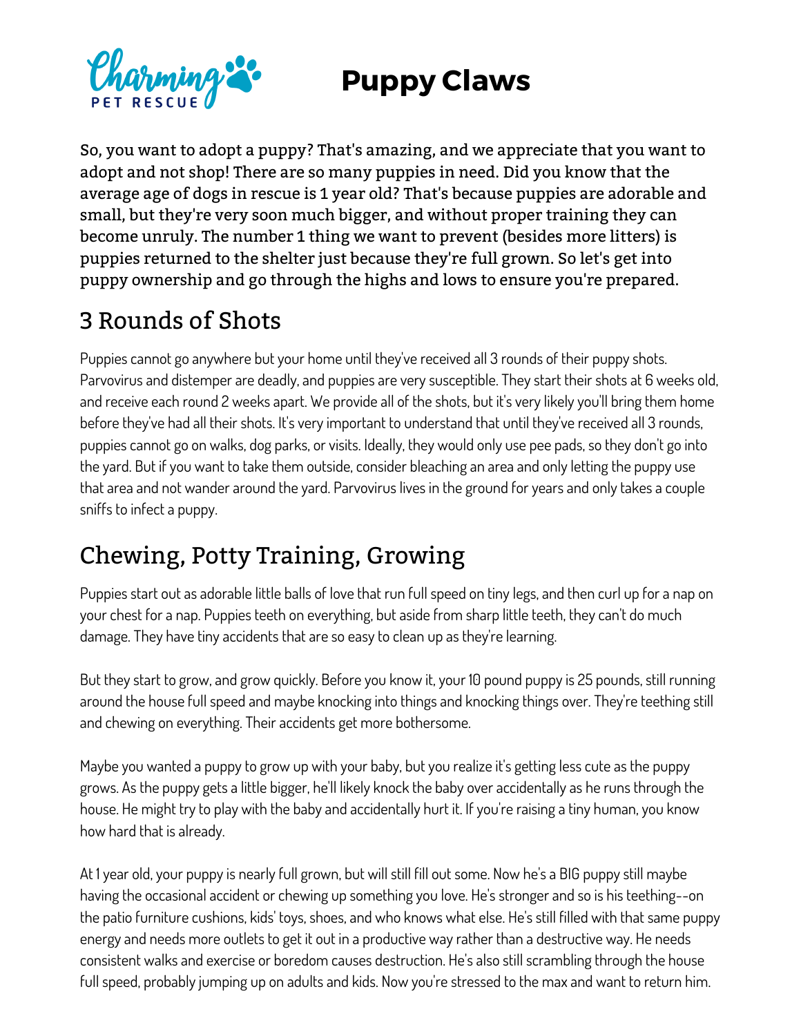# Puppy Claws

So, you want to adopt a puppy? That's amazing, and we appreciate that you want to adopt and not shop! There are so many puppies in need. Did you know that the average age of dogs in rescue is 1 year old? That's because puppies are adorable and small, but they're very soon much bigger, and without proper training they can become unruly. The number 1 thing we want to prevent (besides more litters) is puppies returned to the shelter just because they're full grown. So let's get into puppy ownership and go through the highs and lows to ensure you're prepared.

## 3 Rounds of Shots

Puppies cannot go anywhere but your home until they've received all 3 rounds of their puppy shots. Parvovirus and distemper are deadly, and puppies are very susceptible. They start their shots at 6 weeks old, and receive each round 2 weeks apart. We provide all of the shots, but it's very likely you'll bring them home before they've had all their shots. It's very important to understand that until they've received all 3 rounds, puppies cannot go on walks, dog parks, or visits. Ideally, they would only use pee pads, so they don't go into the yard. But if you want to take them outside, consider bleaching an area and only letting the puppy use that area and not wander around the yard. Parvovirus lives in the ground for years and only takes a couple sniffs to infect a puppy.

## Chewing, Potty Training, Growing

Puppies start out as adorable little balls of love that run full speed on tiny legs, and then curl up for a nap on your chest for a nap. Puppies teeth on everything, but aside from sharp little teeth, they can't do much damage. They have tiny accidents that are so easy to clean up as they're learning.

But they start to grow, and grow quickly. Before you know it, your 10 pound puppy is 25 pounds, still running around the house full speed and maybe knocking into things and knocking things over. They're teething still and chewing on everything. Their accidents get more bothersome.

Maybe you wanted a puppy to grow up with your baby, but you realize it's getting less cute as the puppy grows. As the puppy gets a little bigger, he'll likely knock the baby over accidentally as he runs through the house. He might try to play with the baby and accidentally hurt it. If you're raising a tiny human, you know how hard that is already.

At 1 year old, your puppy is nearly full grown, but will still fill out some. Now he's a BIG puppy still maybe having the occasional accident or chewing up something you love. He's stronger and so is his teething--on the patio furniture cushions, kids' toys, shoes, and who knows what else. He's still filled with that same puppy energy and needs more outlets to get it out in a productive way rather than a destructive way. He needs consistent walks and exercise or boredom causes destruction. He's also still scrambling through the house full speed, probably jumping up on adults and kids. Now you're stressed to the max and want to return him.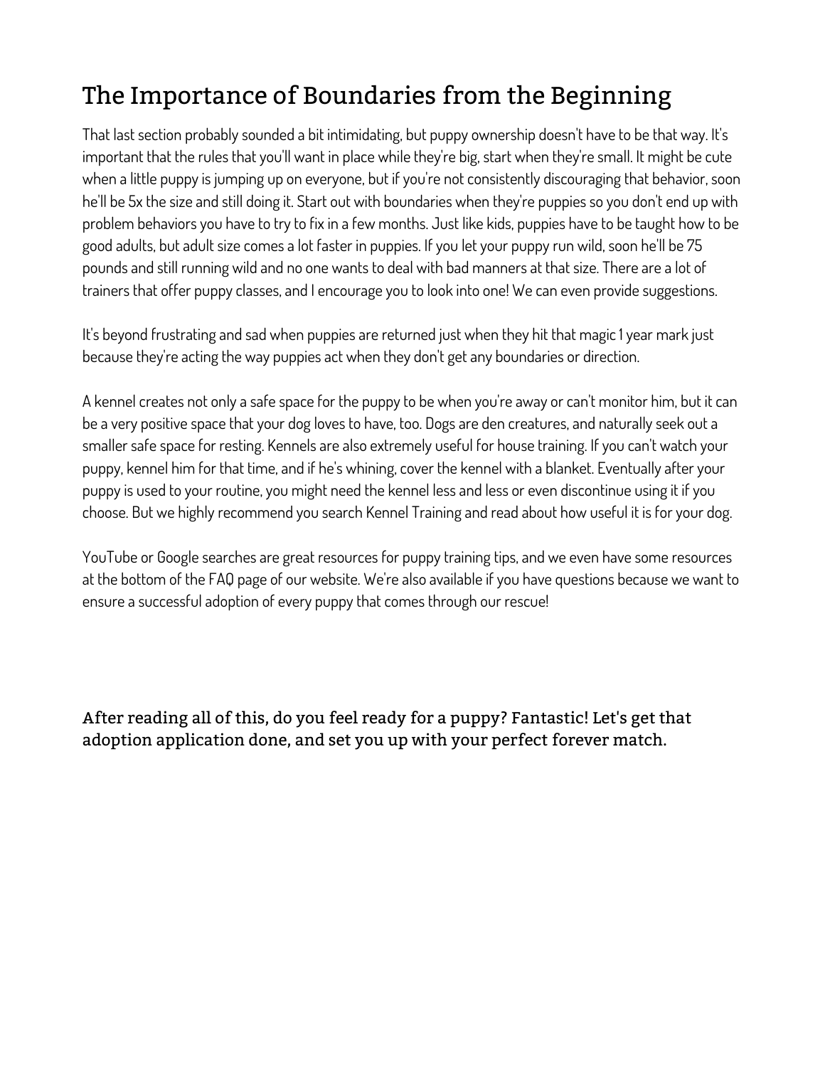# The Importance of Boundaries from the Beginning

That last section probably sounded a bit intimidating, but puppy ownership doesn't have to be that way. It's important that the rules that you'll want in place while they're big, start when they're small. It might be cute when a little puppy is jumping up on everyone, but if you're not consistently discouraging that behavior, soon he'll be 5x the size and still doing it. Start out with boundaries when they're puppies so you don't end up with problem behaviors you have to try to fix in a few months. Just like kids, puppies have to be taught how to be good adults, but adult size comes a lot faster in puppies. If you let your puppy run wild, soon he'll be 75 pounds and still running wild and no one wants to deal with bad manners at that size. There are a lot of trainers that offer puppy classes, and I encourage you to look into one! We can even provide suggestions.

It's beyond frustrating and sad when puppies are returned just when they hit that magic 1 year mark just because they're acting the way puppies act when they don't get any boundaries or direction.

A kennel creates not only a safe space for the puppy to be when you're away or can't monitor him, but it can be a very positive space that your dog loves to have, too. Dogs are den creatures, and naturally seek out a smaller safe space for resting. Kennels are also extremely useful for house training. If you can't watch your puppy, kennel him for that time, and if he's whining, cover the kennel with a blanket. Eventually after your puppy is used to your routine, you might need the kennel less and less or even discontinue using it if you choose. But we highly recommend you search Kennel Training and read about how useful it is for your dog.

YouTube or Google searches are great resources for puppy training tips, and we even have some resources at the bottom of the FAQ page of our website. We're also available if you have questions because we want to ensure a successful adoption of every puppy that comes through our rescue!

**After reading all of this, do you feel ready for a puppy? Fantastic! Let's get that adoption application done, and set you up with your perfect forever match.**